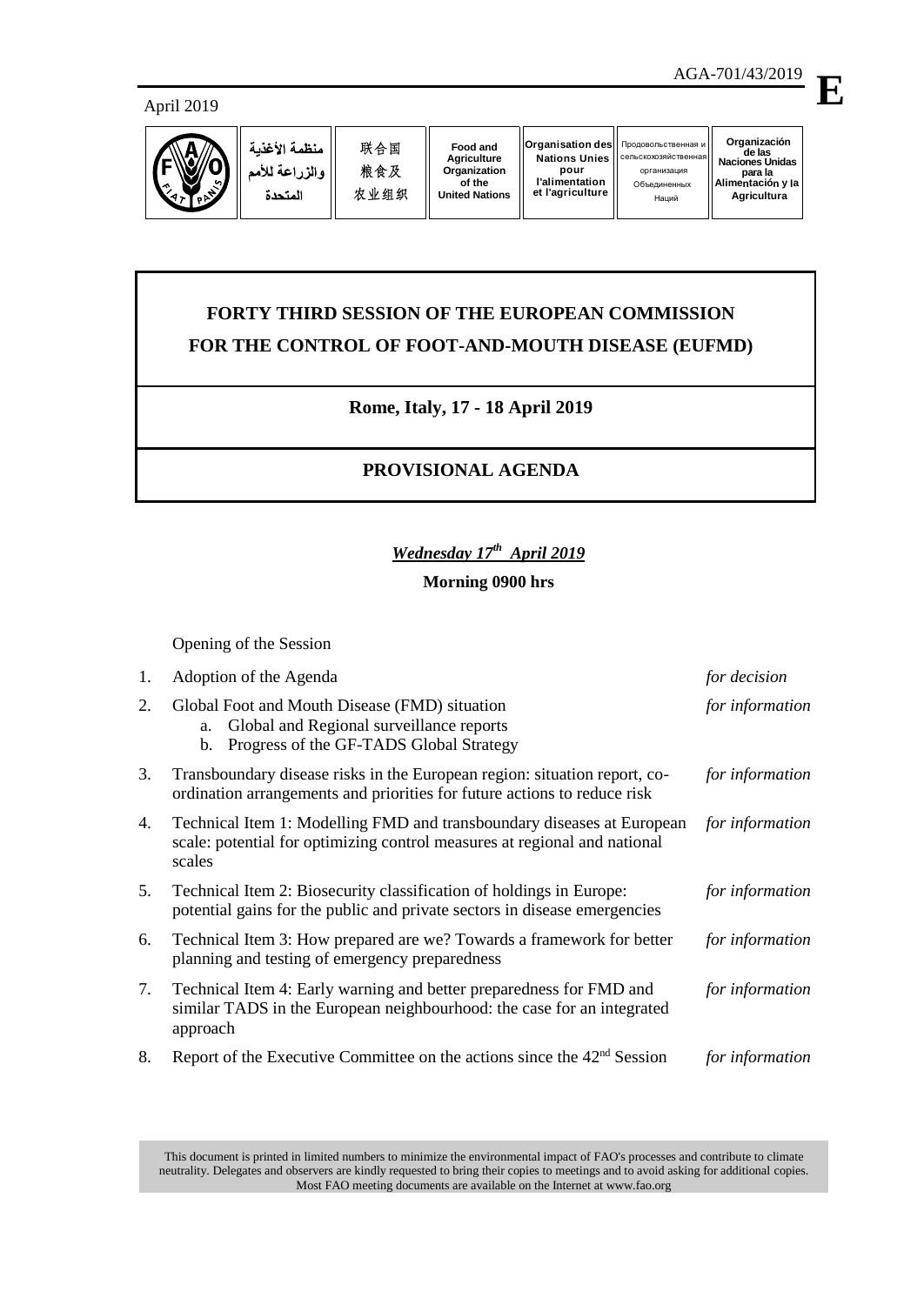April 2019

AGA-701/43/2019

**E**

| منظمة الأغذية والزراعة للأمم المتحدة | 联合国粮食及农业组织 | Food and Agriculture Organization of the United Nations | Organisation des Nations Unies pour l'alimentation et l'agriculture | Продовольственная и сельскохозяйственная организация Объединенных Наций | Organización de las Naciones Unidas para la Alimentación y la Agricultura |
|---|---|---|---|---|---|

# FORTY THIRD SESSION OF THE EUROPEAN COMMISSION FOR THE CONTROL OF FOOT-AND-MOUTH DISEASE (EUFMD)

## Rome, Italy, 17 - 18 April 2019

## PROVISIONAL AGENDA

***Wednesday 17th April 2019***

**Morning 0900 hrs**

Opening of the Session

| | | |
|---|---|---|
| 1. | Adoption of the Agenda | *for decision* |
| 2. | Global Foot and Mouth Disease (FMD) situation<br>a. Global and Regional surveillance reports<br>b. Progress of the GF-TADS Global Strategy | *for information* |
| 3. | Transboundary disease risks in the European region: situation report, co-ordination arrangements and priorities for future actions to reduce risk | *for information* |
| 4. | Technical Item 1: Modelling FMD and transboundary diseases at European scale: potential for optimizing control measures at regional and national scales | *for information* |
| 5. | Technical Item 2: Biosecurity classification of holdings in Europe: potential gains for the public and private sectors in disease emergencies | *for information* |
| 6. | Technical Item 3: How prepared are we? Towards a framework for better planning and testing of emergency preparedness | *for information* |
| 7. | Technical Item 4: Early warning and better preparedness for FMD and similar TADS in the European neighbourhood: the case for an integrated approach | *for information* |
| 8. | Report of the Executive Committee on the actions since the 42nd Session | *for information* |

This document is printed in limited numbers to minimize the environmental impact of FAO's processes and contribute to climate neutrality. Delegates and observers are kindly requested to bring their copies to meetings and to avoid asking for additional copies. Most FAO meeting documents are available on the Internet at www.fao.org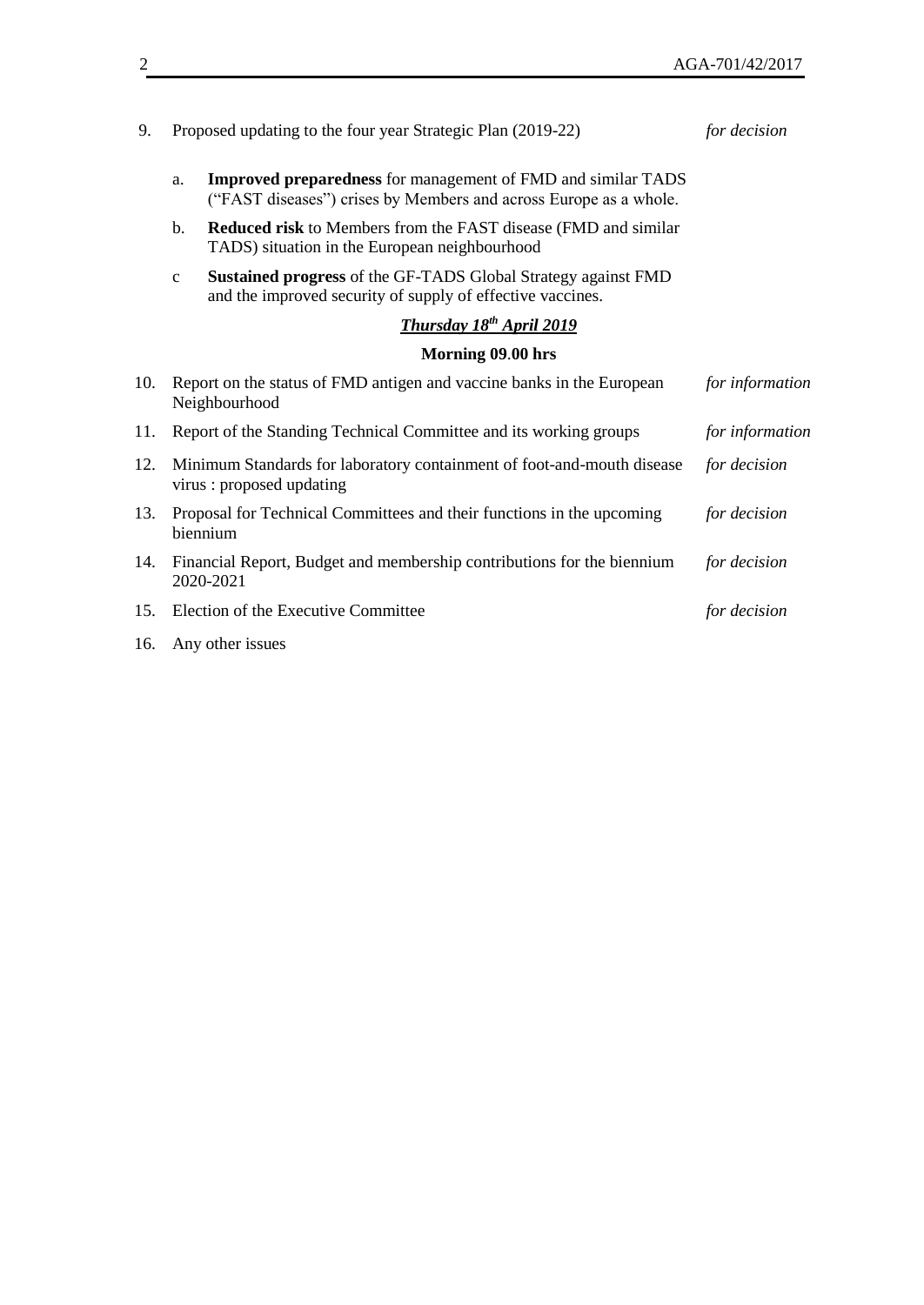9. Proposed updating to the four year Strategic Plan (2019-22) *for decision*

   a. **Improved preparedness** for management of FMD and similar TADS ("FAST diseases") crises by Members and across Europe as a whole.

   b. **Reduced risk** to Members from the FAST disease (FMD and similar TADS) situation in the European neighbourhood

   c **Sustained progress** of the GF-TADS Global Strategy against FMD and the improved security of supply of effective vaccines.

***Thursday 18th April 2019***

**Morning 09.00 hrs**

| | | |
|---|---|---|
| 10. | Report on the status of FMD antigen and vaccine banks in the European Neighbourhood | *for information* |
| 11. | Report of the Standing Technical Committee and its working groups | *for information* |
| 12. | Minimum Standards for laboratory containment of foot-and-mouth disease virus : proposed updating | *for decision* |
| 13. | Proposal for Technical Committees and their functions in the upcoming biennium | *for decision* |
| 14. | Financial Report, Budget and membership contributions for the biennium 2020-2021 | *for decision* |
| 15. | Election of the Executive Committee | *for decision* |
| 16. | Any other issues | |